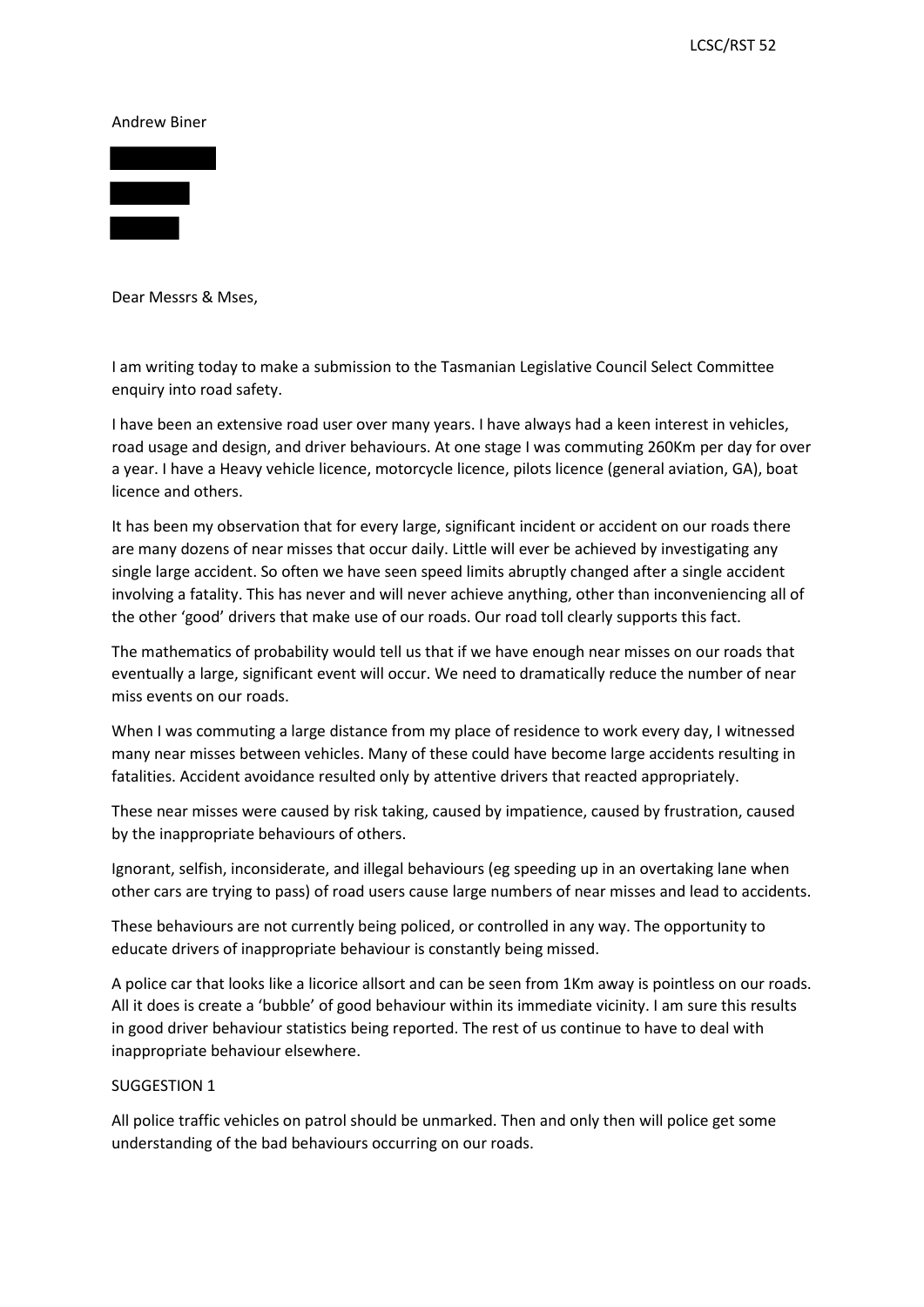Andrew Biner

Dear Messrs & Mses,

I am writing today to make a submission to the Tasmanian Legislative Council Select Committee enquiry into road safety.

I have been an extensive road user over many years. I have always had a keen interest in vehicles, road usage and design, and driver behaviours. At one stage I was commuting 260Km per day for over a year. I have a Heavy vehicle licence, motorcycle licence, pilots licence (general aviation, GA), boat licence and others.

It has been my observation that for every large, significant incident or accident on our roads there are many dozens of near misses that occur daily. Little will ever be achieved by investigating any single large accident. So often we have seen speed limits abruptly changed after a single accident involving a fatality. This has never and will never achieve anything, other than inconveniencing all of the other 'good' drivers that make use of our roads. Our road toll clearly supports this fact.

The mathematics of probability would tell us that if we have enough near misses on our roads that eventually a large, significant event will occur. We need to dramatically reduce the number of near miss events on our roads.

When I was commuting a large distance from my place of residence to work every day, I witnessed many near misses between vehicles. Many of these could have become large accidents resulting in fatalities. Accident avoidance resulted only by attentive drivers that reacted appropriately.

These near misses were caused by risk taking, caused by impatience, caused by frustration, caused by the inappropriate behaviours of others.

Ignorant, selfish, inconsiderate, and illegal behaviours (eg speeding up in an overtaking lane when other cars are trying to pass) of road users cause large numbers of near misses and lead to accidents.

These behaviours are not currently being policed, or controlled in any way. The opportunity to educate drivers of inappropriate behaviour is constantly being missed.

A police car that looks like a licorice allsort and can be seen from 1Km away is pointless on our roads. All it does is create a 'bubble' of good behaviour within its immediate vicinity. I am sure this results in good driver behaviour statistics being reported. The rest of us continue to have to deal with inappropriate behaviour elsewhere.

SUGGESTION 1

All police traffic vehicles on patrol should be unmarked. Then and only then will police get some understanding of the bad behaviours occurring on our roads.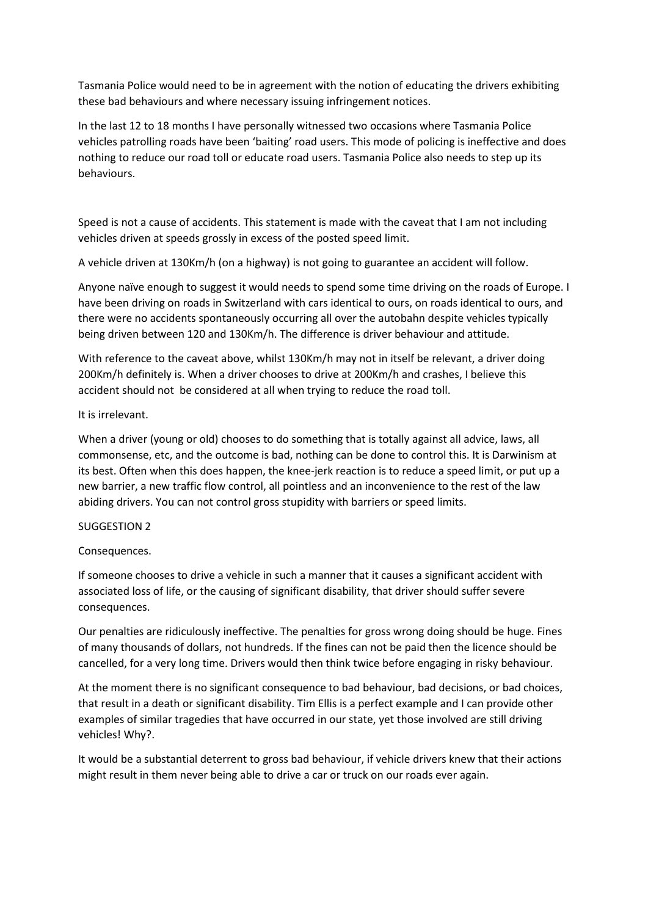Tasmania Police would need to be in agreement with the notion of educating the drivers exhibiting these bad behaviours and where necessary issuing infringement notices.

In the last 12 to 18 months I have personally witnessed two occasions where Tasmania Police vehicles patrolling roads have been 'baiting' road users. This mode of policing is ineffective and does nothing to reduce our road toll or educate road users. Tasmania Police also needs to step up its behaviours.

Speed is not a cause of accidents. This statement is made with the caveat that I am not including vehicles driven at speeds grossly in excess of the posted speed limit.

A vehicle driven at 130Km/h (on a highway) is not going to guarantee an accident will follow.

Anyone naïve enough to suggest it would needs to spend some time driving on the roads of Europe. I have been driving on roads in Switzerland with cars identical to ours, on roads identical to ours, and there were no accidents spontaneously occurring all over the autobahn despite vehicles typically being driven between 120 and 130Km/h. The difference is driver behaviour and attitude.

With reference to the caveat above, whilst 130Km/h may not in itself be relevant, a driver doing 200Km/h definitely is. When a driver chooses to drive at 200Km/h and crashes, I believe this accident should not be considered at all when trying to reduce the road toll.

It is irrelevant.

When a driver (young or old) chooses to do something that is totally against all advice, laws, all commonsense, etc, and the outcome is bad, nothing can be done to control this. It is Darwinism at its best. Often when this does happen, the knee-jerk reaction is to reduce a speed limit, or put up a new barrier, a new traffic flow control, all pointless and an inconvenience to the rest of the law abiding drivers. You can not control gross stupidity with barriers or speed limits.

SUGGESTION 2

Consequences.

If someone chooses to drive a vehicle in such a manner that it causes a significant accident with associated loss of life, or the causing of significant disability, that driver should suffer severe consequences.

Our penalties are ridiculously ineffective. The penalties for gross wrong doing should be huge. Fines of many thousands of dollars, not hundreds. If the fines can not be paid then the licence should be cancelled, for a very long time. Drivers would then think twice before engaging in risky behaviour.

At the moment there is no significant consequence to bad behaviour, bad decisions, or bad choices, that result in a death or significant disability. Tim Ellis is a perfect example and I can provide other examples of similar tragedies that have occurred in our state, yet those involved are still driving vehicles! Why?.

It would be a substantial deterrent to gross bad behaviour, if vehicle drivers knew that their actions might result in them never being able to drive a car or truck on our roads ever again.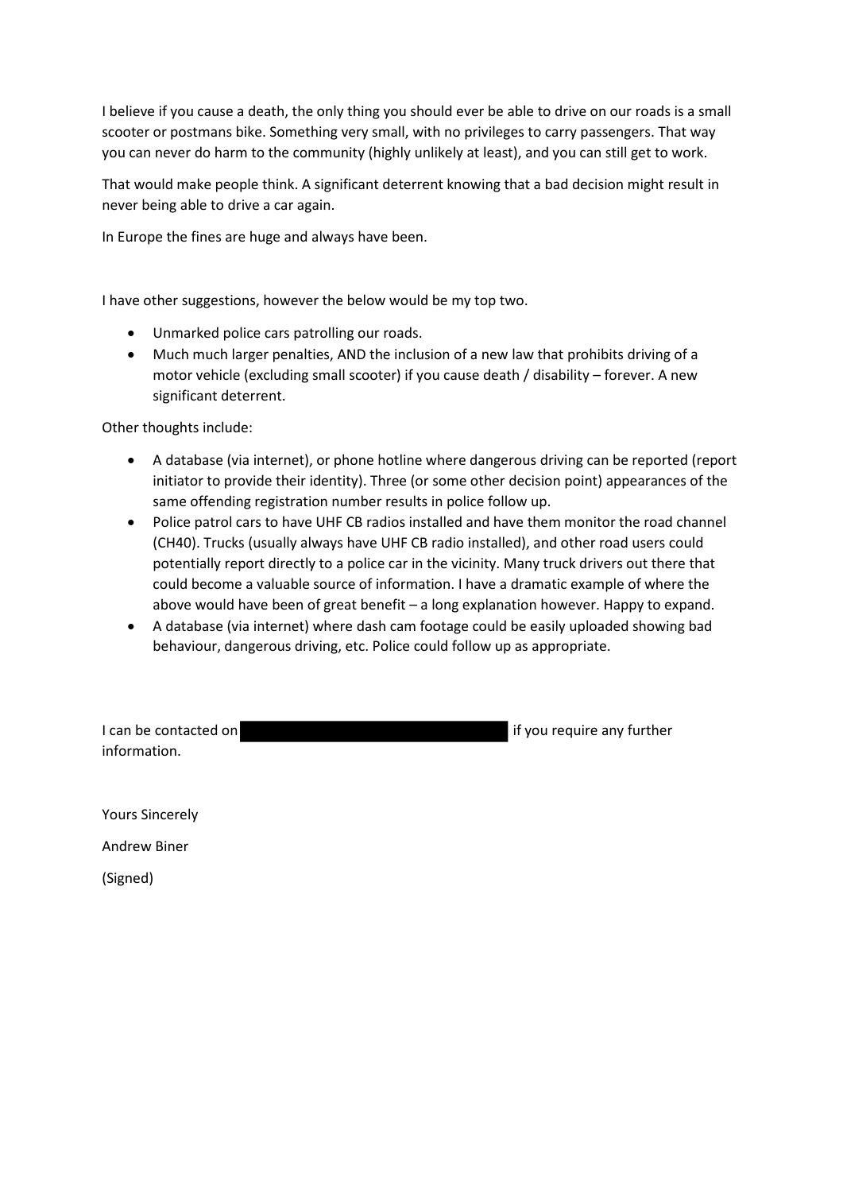I believe if you cause a death, the only thing you should ever be able to drive on our roads is a small scooter or postmans bike. Something very small, with no privileges to carry passengers. That way you can never do harm to the community (highly unlikely at least), and you can still get to work.

That would make people think. A significant deterrent knowing that a bad decision might result in never being able to drive a car again.

In Europe the fines are huge and always have been.

I have other suggestions, however the below would be my top two.

- Unmarked police cars patrolling our roads.
- Much much larger penalties, AND the inclusion of a new law that prohibits driving of a motor vehicle (excluding small scooter) if you cause death / disability – forever. A new significant deterrent.

Other thoughts include:

- A database (via internet), or phone hotline where dangerous driving can be reported (report initiator to provide their identity). Three (or some other decision point) appearances of the same offending registration number results in police follow up.
- Police patrol cars to have UHF CB radios installed and have them monitor the road channel (CH40). Trucks (usually always have UHF CB radio installed), and other road users could potentially report directly to a police car in the vicinity. Many truck drivers out there that could become a valuable source of information. I have a dramatic example of where the above would have been of great benefit – a long explanation however. Happy to expand.
- A database (via internet) where dash cam footage could be easily uploaded showing bad behaviour, dangerous driving, etc. Police could follow up as appropriate.

I can be contacted on [REDACTED] if you require any further information.

Yours Sincerely

Andrew Biner

(Signed)